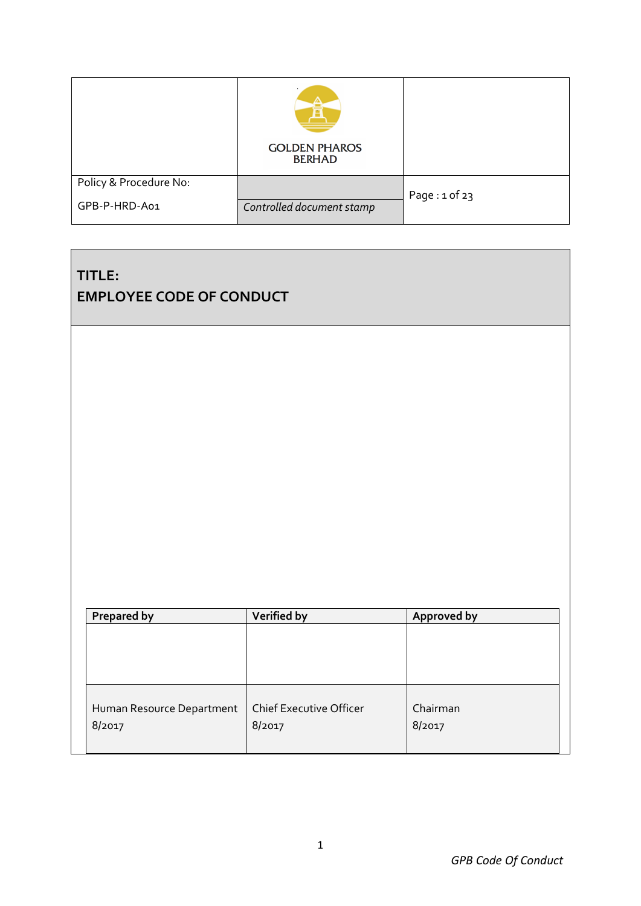| | GOLDEN PHAROS BERHAD | |
|---|---|---|
| Policy & Procedure No: GPB-P-HRD-A01 | *Controlled document stamp* | Page : 1 of 23 |

# TITLE:
# EMPLOYEE CODE OF CONDUCT

| Prepared by | Verified by | Approved by |
|---|---|---|
| | | |
| Human Resource Department 8/2017 | Chief Executive Officer 8/2017 | Chairman 8/2017 |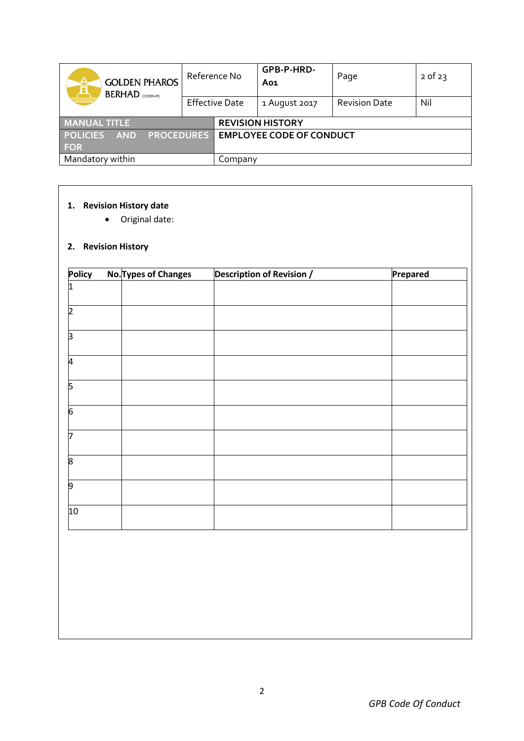| Reference No | GPB-P-HRD-A01 | Page | 2 of 23 |
|---|---|---|---|
| Effective Date | 1 August 2017 | Revision Date | Nil |

| MANUAL TITLE | REVISION HISTORY |
|---|---|
| POLICIES AND PROCEDURES FOR | EMPLOYEE CODE OF CONDUCT |
| Mandatory within | Company |

**1. Revision History date**

- Original date:

**2. Revision History**

| Policy No. | Types of Changes | Description of Revision / | Prepared |
|---|---|---|---|
| 1 | | | |
| 2 | | | |
| 3 | | | |
| 4 | | | |
| 5 | | | |
| 6 | | | |
| 7 | | | |
| 8 | | | |
| 9 | | | |
| 10 | | | |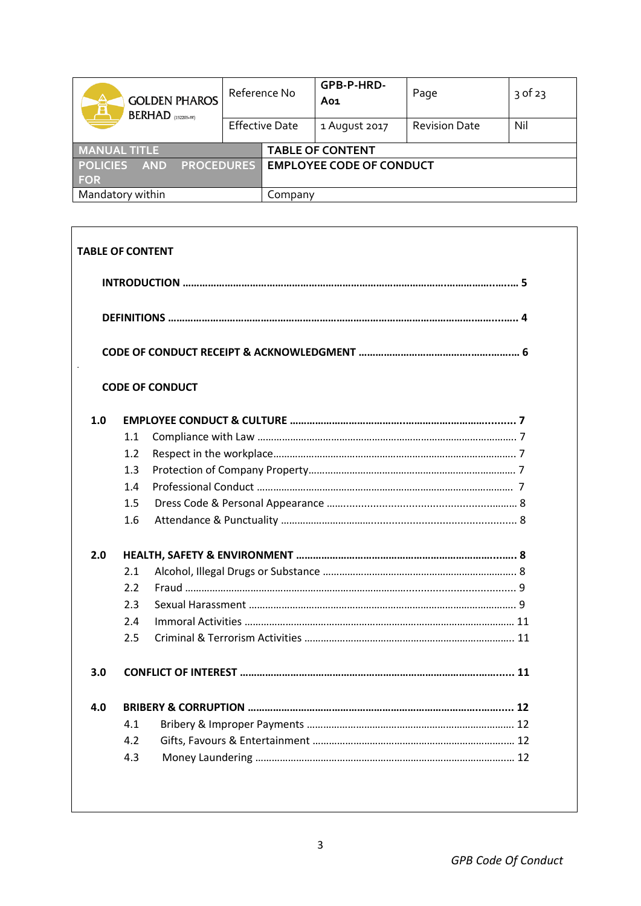| GOLDEN PHAROS BERHAD (15205-W) | Reference No | GPB-P-HRD-A01 | Page | 3 of 23 |
|---|---|---|---|---|
| | Effective Date | 1 August 2017 | Revision Date | Nil |
| MANUAL TITLE | | TABLE OF CONTENT | | |
| POLICIES AND PROCEDURES FOR | | EMPLOYEE CODE OF CONDUCT | | |
| Mandatory within | | Company | | |

## TABLE OF CONTENT

**INTRODUCTION** ........................................................................ **5**

**DEFINITIONS** ........................................................................ **4**

**CODE OF CONDUCT RECEIPT & ACKNOWLEDGMENT** .................................... **6**

**CODE OF CONDUCT**

**1.0 EMPLOYEE CONDUCT & CULTURE** .................................................. **7**

- 1.1 Compliance with Law ........................................................... 7
- 1.2 Respect in the workplace ....................................................... 7
- 1.3 Protection of Company Property ................................................. 7
- 1.4 Professional Conduct ........................................................... 7
- 1.5 Dress Code & Personal Appearance ............................................... 8
- 1.6 Attendance & Punctuality ....................................................... 8

**2.0 HEALTH, SAFETY & ENVIRONMENT** .................................................. **8**

- 2.1 Alcohol, Illegal Drugs or Substance ............................................ 8
- 2.2 Fraud .......................................................................... 9
- 2.3 Sexual Harassment .............................................................. 9
- 2.4 Immoral Activities ............................................................. 11
- 2.5 Criminal & Terrorism Activities ................................................ 11

**3.0 CONFLICT OF INTEREST** .......................................................... **11**

**4.0 BRIBERY & CORRUPTION** .......................................................... **12**

- 4.1 Bribery & Improper Payments .................................................... 12
- 4.2 Gifts, Favours & Entertainment .................................................. 12
- 4.3 Money Laundering ............................................................... 12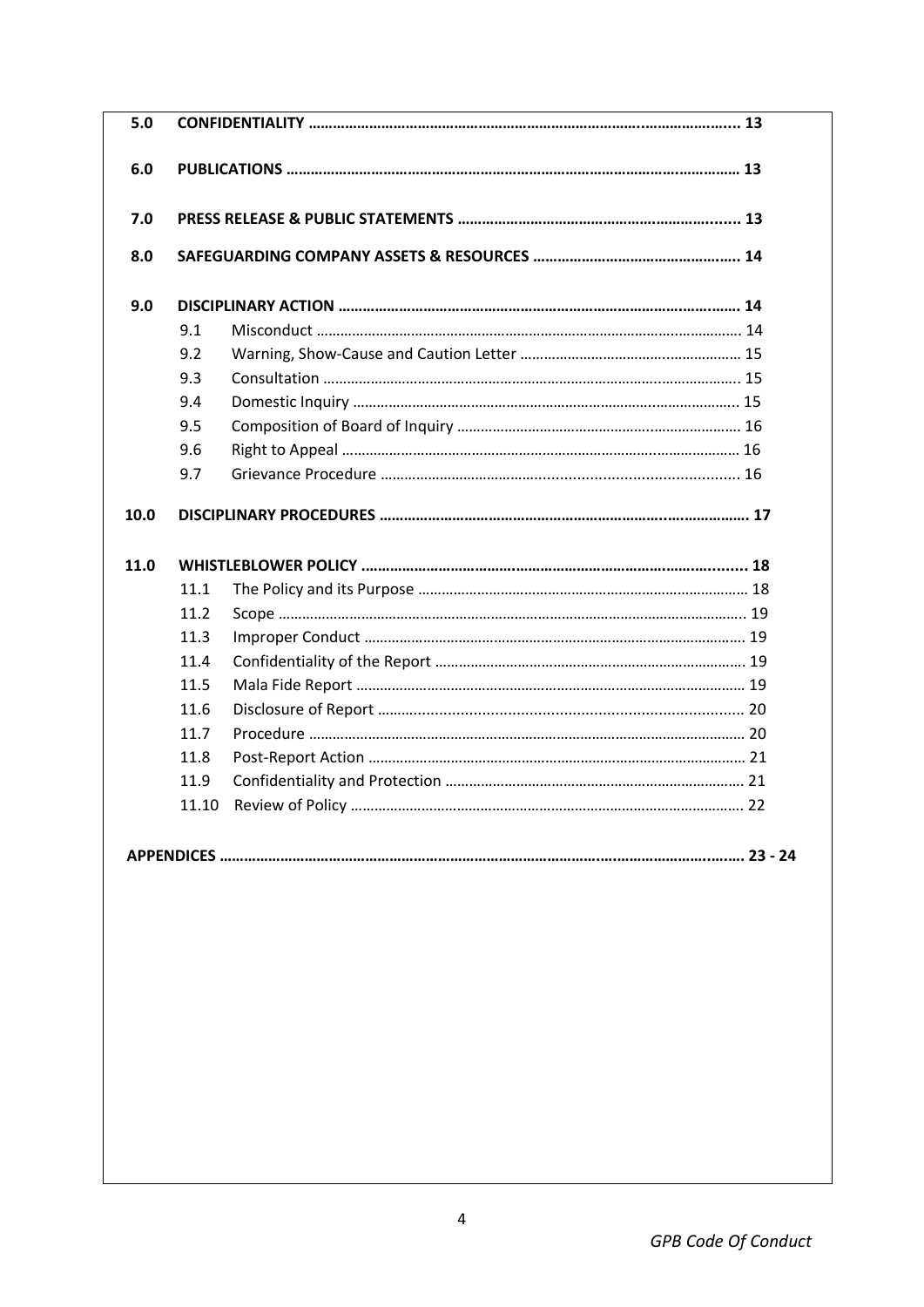| | | |
|---|---|---|
| **5.0** | **CONFIDENTIALITY** | **13** |
| **6.0** | **PUBLICATIONS** | **13** |
| **7.0** | **PRESS RELEASE & PUBLIC STATEMENTS** | **13** |
| **8.0** | **SAFEGUARDING COMPANY ASSETS & RESOURCES** | **14** |
| **9.0** | **DISCIPLINARY ACTION** | **14** |
| | 9.1 Misconduct | 14 |
| | 9.2 Warning, Show-Cause and Caution Letter | 15 |
| | 9.3 Consultation | 15 |
| | 9.4 Domestic Inquiry | 15 |
| | 9.5 Composition of Board of Inquiry | 16 |
| | 9.6 Right to Appeal | 16 |
| | 9.7 Grievance Procedure | 16 |
| **10.0** | **DISCIPLINARY PROCEDURES** | **17** |
| **11.0** | **WHISTLEBLOWER POLICY** | **18** |
| | 11.1 The Policy and its Purpose | 18 |
| | 11.2 Scope | 19 |
| | 11.3 Improper Conduct | 19 |
| | 11.4 Confidentiality of the Report | 19 |
| | 11.5 Mala Fide Report | 19 |
| | 11.6 Disclosure of Report | 20 |
| | 11.7 Procedure | 20 |
| | 11.8 Post-Report Action | 21 |
| | 11.9 Confidentiality and Protection | 21 |
| | 11.10 Review of Policy | 22 |
| | **APPENDICES** | **23 - 24** |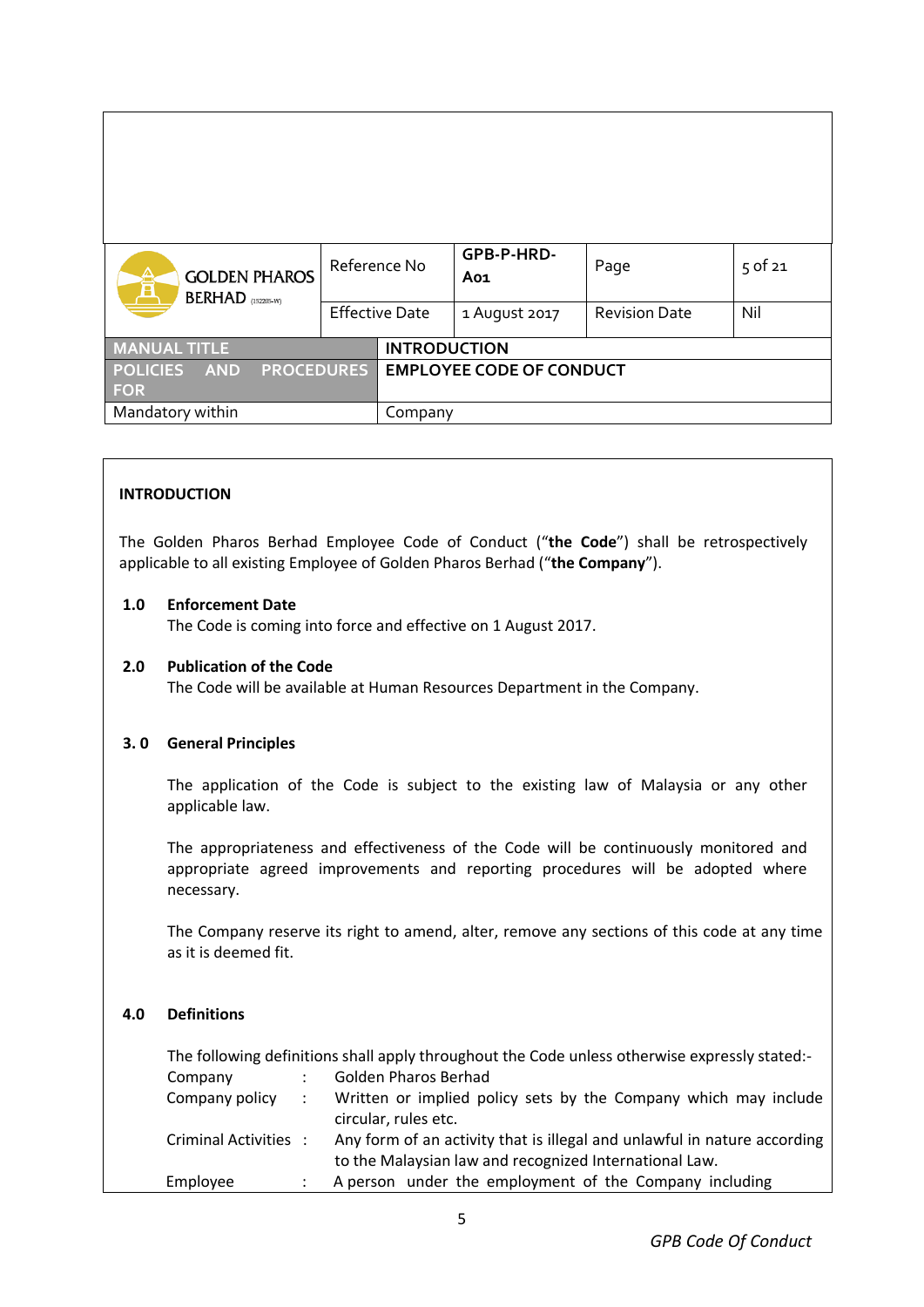| GOLDEN PHAROS BERHAD (15220S-W) | Reference No | GPB-P-HRD-A01 | Page | 5 of 21 |
|---|---|---|---|---|
| | Effective Date | 1 August 2017 | Revision Date | Nil |

| MANUAL TITLE | INTRODUCTION |
|---|---|
| POLICIES AND PROCEDURES FOR | EMPLOYEE CODE OF CONDUCT |
| Mandatory within | Company |

**INTRODUCTION**

The Golden Pharos Berhad Employee Code of Conduct ("**the Code**") shall be retrospectively applicable to all existing Employee of Golden Pharos Berhad ("**the Company**").

**1.0 Enforcement Date**

The Code is coming into force and effective on 1 August 2017.

**2.0 Publication of the Code**

The Code will be available at Human Resources Department in the Company.

**3. 0 General Principles**

The application of the Code is subject to the existing law of Malaysia or any other applicable law.

The appropriateness and effectiveness of the Code will be continuously monitored and appropriate agreed improvements and reporting procedures will be adopted where necessary.

The Company reserve its right to amend, alter, remove any sections of this code at any time as it is deemed fit.

**4.0 Definitions**

The following definitions shall apply throughout the Code unless otherwise expressly stated:-

| | | |
|---|---|---|
| Company | : | Golden Pharos Berhad |
| Company policy | : | Written or implied policy sets by the Company which may include circular, rules etc. |
| Criminal Activities | : | Any form of an activity that is illegal and unlawful in nature according to the Malaysian law and recognized International Law. |
| Employee | : | A person under the employment of the Company including |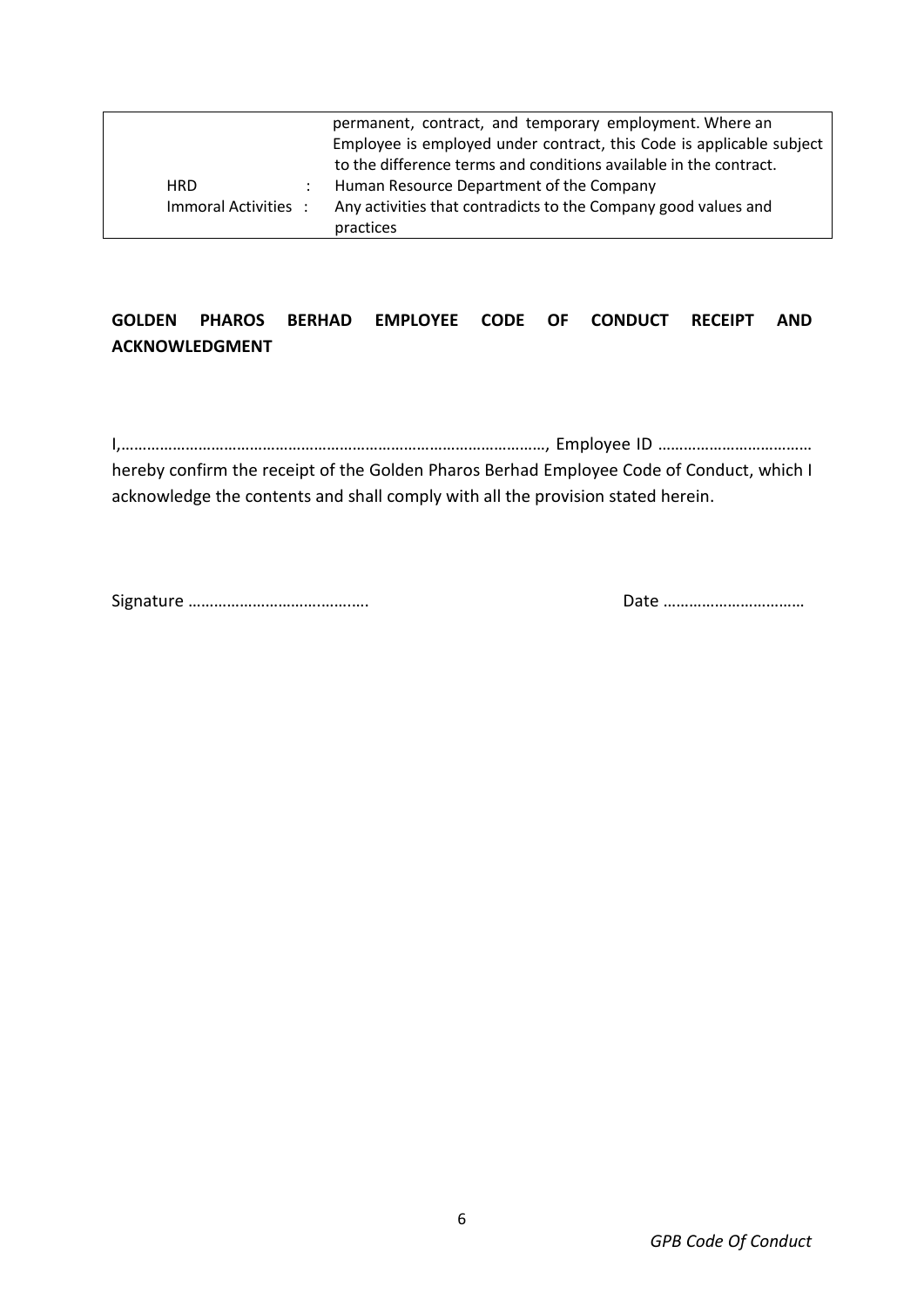| | | |
|---|---|---|
| | | permanent, contract, and temporary employment. Where an Employee is employed under contract, this Code is applicable subject to the difference terms and conditions available in the contract. |
| HRD | : | Human Resource Department of the Company |
| Immoral Activities | : | Any activities that contradicts to the Company good values and practices |

**GOLDEN PHAROS BERHAD EMPLOYEE CODE OF CONDUCT RECEIPT AND ACKNOWLEDGMENT**

I,………………………………………………………………………………………, Employee ID ……………………………… hereby confirm the receipt of the Golden Pharos Berhad Employee Code of Conduct, which I acknowledge the contents and shall comply with all the provision stated herein.

Signature …………………………………..                                        Date ……………………………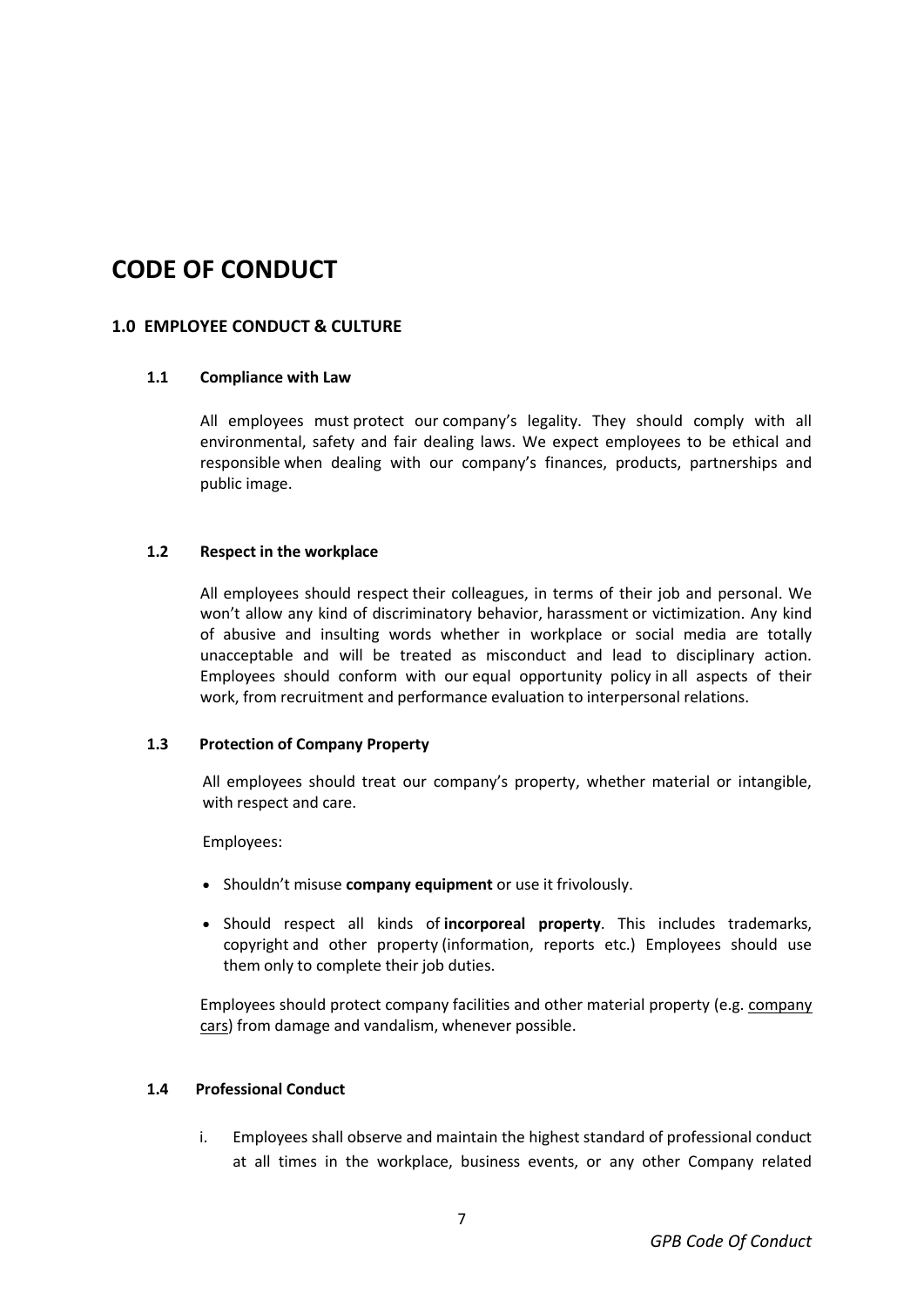# CODE OF CONDUCT

## 1.0 EMPLOYEE CONDUCT & CULTURE

### 1.1 Compliance with Law

All employees must protect our company's legality. They should comply with all environmental, safety and fair dealing laws. We expect employees to be ethical and responsible when dealing with our company's finances, products, partnerships and public image.

### 1.2 Respect in the workplace

All employees should respect their colleagues, in terms of their job and personal. We won't allow any kind of discriminatory behavior, harassment or victimization. Any kind of abusive and insulting words whether in workplace or social media are totally unacceptable and will be treated as misconduct and lead to disciplinary action. Employees should conform with our equal opportunity policy in all aspects of their work, from recruitment and performance evaluation to interpersonal relations.

### 1.3 Protection of Company Property

All employees should treat our company's property, whether material or intangible, with respect and care.

Employees:

- Shouldn't misuse **company equipment** or use it frivolously.
- Should respect all kinds of **incorporeal property**. This includes trademarks, copyright and other property (information, reports etc.) Employees should use them only to complete their job duties.

Employees should protect company facilities and other material property (e.g. company cars) from damage and vandalism, whenever possible.

### 1.4 Professional Conduct

i. Employees shall observe and maintain the highest standard of professional conduct at all times in the workplace, business events, or any other Company related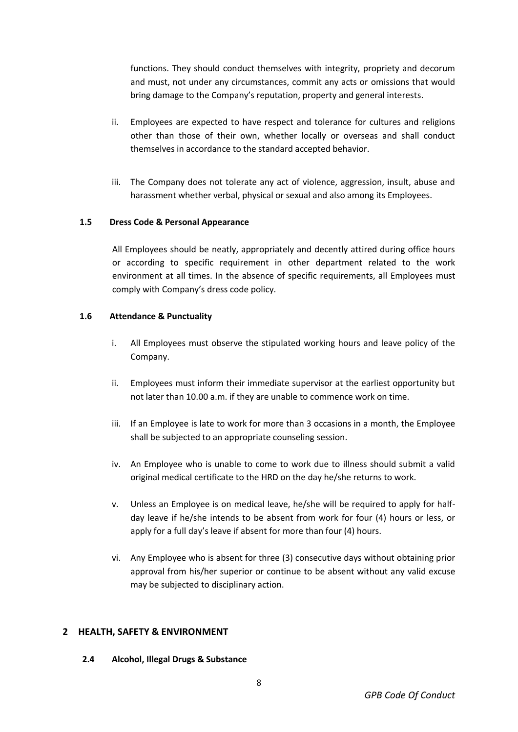functions. They should conduct themselves with integrity, propriety and decorum and must, not under any circumstances, commit any acts or omissions that would bring damage to the Company's reputation, property and general interests.

ii. Employees are expected to have respect and tolerance for cultures and religions other than those of their own, whether locally or overseas and shall conduct themselves in accordance to the standard accepted behavior.

iii. The Company does not tolerate any act of violence, aggression, insult, abuse and harassment whether verbal, physical or sexual and also among its Employees.

### 1.5 Dress Code & Personal Appearance

All Employees should be neatly, appropriately and decently attired during office hours or according to specific requirement in other department related to the work environment at all times. In the absence of specific requirements, all Employees must comply with Company's dress code policy.

### 1.6 Attendance & Punctuality

i. All Employees must observe the stipulated working hours and leave policy of the Company.

ii. Employees must inform their immediate supervisor at the earliest opportunity but not later than 10.00 a.m. if they are unable to commence work on time.

iii. If an Employee is late to work for more than 3 occasions in a month, the Employee shall be subjected to an appropriate counseling session.

iv. An Employee who is unable to come to work due to illness should submit a valid original medical certificate to the HRD on the day he/she returns to work.

v. Unless an Employee is on medical leave, he/she will be required to apply for half-day leave if he/she intends to be absent from work for four (4) hours or less, or apply for a full day's leave if absent for more than four (4) hours.

vi. Any Employee who is absent for three (3) consecutive days without obtaining prior approval from his/her superior or continue to be absent without any valid excuse may be subjected to disciplinary action.

## 2 HEALTH, SAFETY & ENVIRONMENT

### 2.4 Alcohol, Illegal Drugs & Substance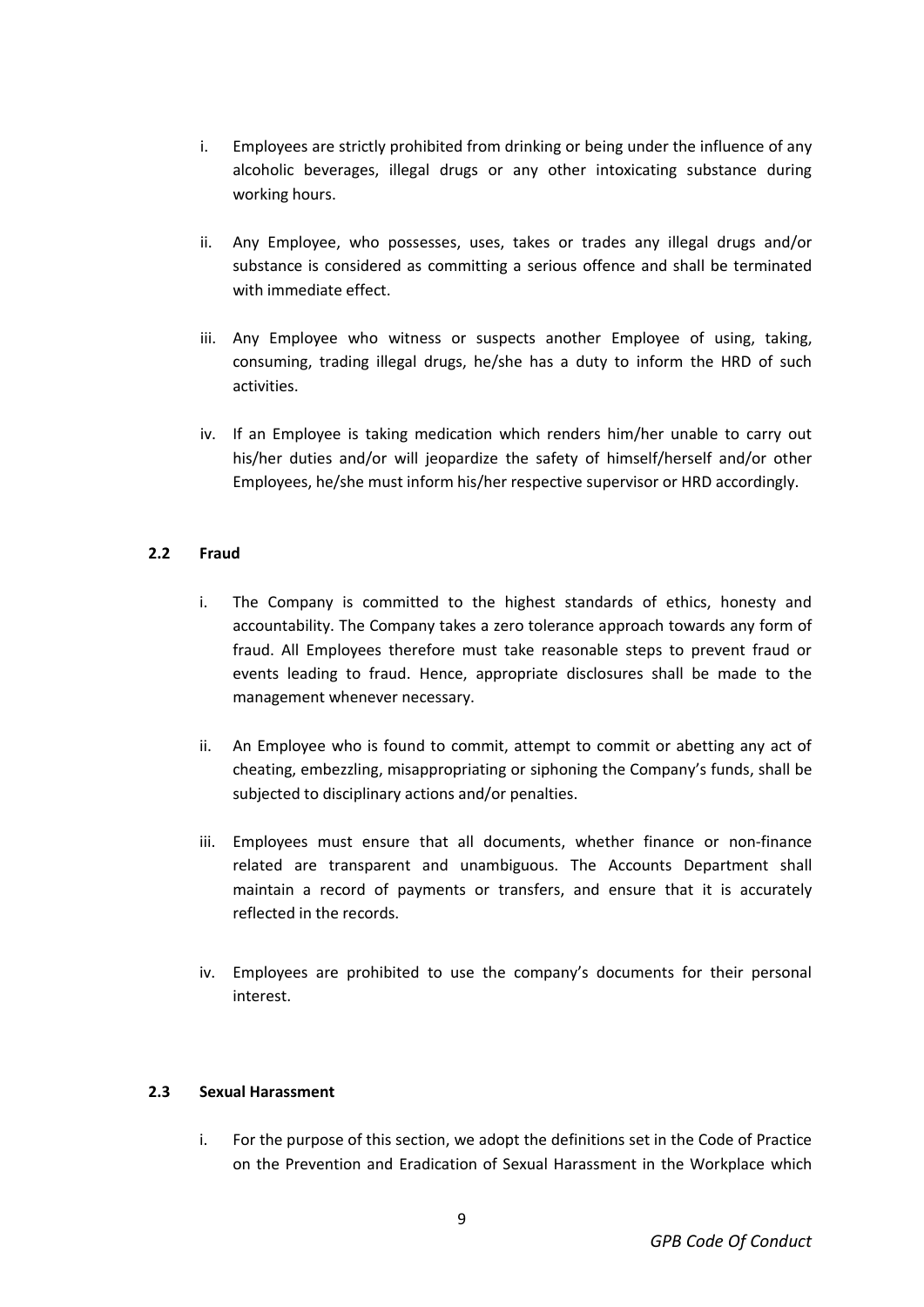i. Employees are strictly prohibited from drinking or being under the influence of any alcoholic beverages, illegal drugs or any other intoxicating substance during working hours.

ii. Any Employee, who possesses, uses, takes or trades any illegal drugs and/or substance is considered as committing a serious offence and shall be terminated with immediate effect.

iii. Any Employee who witness or suspects another Employee of using, taking, consuming, trading illegal drugs, he/she has a duty to inform the HRD of such activities.

iv. If an Employee is taking medication which renders him/her unable to carry out his/her duties and/or will jeopardize the safety of himself/herself and/or other Employees, he/she must inform his/her respective supervisor or HRD accordingly.

### 2.2 Fraud

i. The Company is committed to the highest standards of ethics, honesty and accountability. The Company takes a zero tolerance approach towards any form of fraud. All Employees therefore must take reasonable steps to prevent fraud or events leading to fraud. Hence, appropriate disclosures shall be made to the management whenever necessary.

ii. An Employee who is found to commit, attempt to commit or abetting any act of cheating, embezzling, misappropriating or siphoning the Company's funds, shall be subjected to disciplinary actions and/or penalties.

iii. Employees must ensure that all documents, whether finance or non-finance related are transparent and unambiguous. The Accounts Department shall maintain a record of payments or transfers, and ensure that it is accurately reflected in the records.

iv. Employees are prohibited to use the company's documents for their personal interest.

### 2.3 Sexual Harassment

i. For the purpose of this section, we adopt the definitions set in the Code of Practice on the Prevention and Eradication of Sexual Harassment in the Workplace which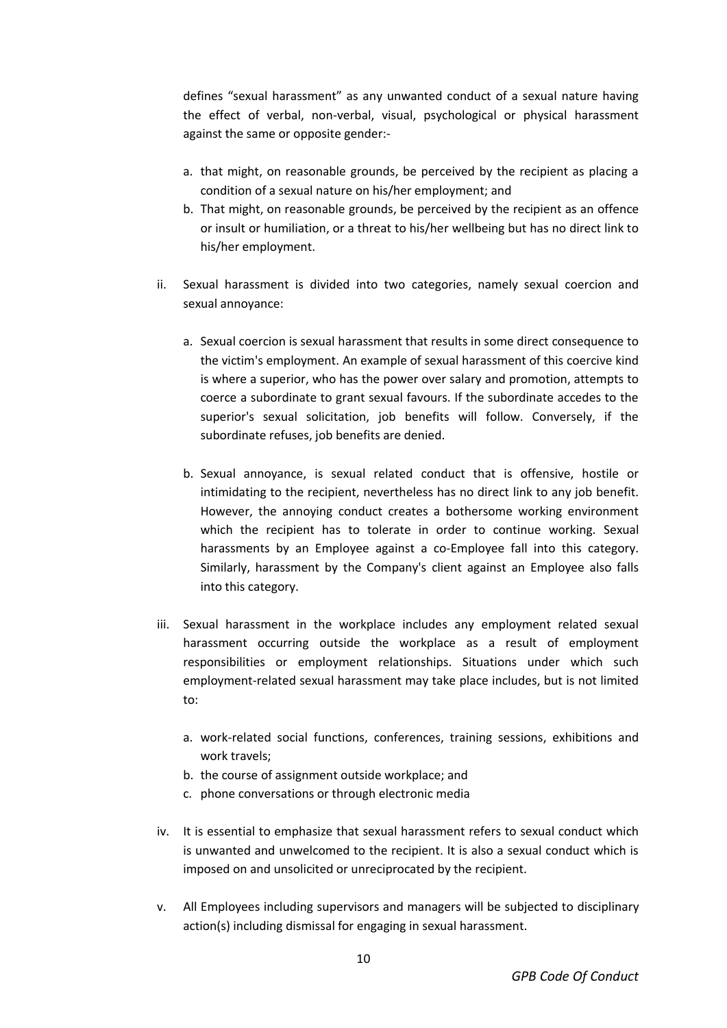defines “sexual harassment” as any unwanted conduct of a sexual nature having the effect of verbal, non-verbal, visual, psychological or physical harassment against the same or opposite gender:-

a. that might, on reasonable grounds, be perceived by the recipient as placing a condition of a sexual nature on his/her employment; and
b. That might, on reasonable grounds, be perceived by the recipient as an offence or insult or humiliation, or a threat to his/her wellbeing but has no direct link to his/her employment.

ii. Sexual harassment is divided into two categories, namely sexual coercion and sexual annoyance:

a. Sexual coercion is sexual harassment that results in some direct consequence to the victim's employment. An example of sexual harassment of this coercive kind is where a superior, who has the power over salary and promotion, attempts to coerce a subordinate to grant sexual favours. If the subordinate accedes to the superior's sexual solicitation, job benefits will follow. Conversely, if the subordinate refuses, job benefits are denied.

b. Sexual annoyance, is sexual related conduct that is offensive, hostile or intimidating to the recipient, nevertheless has no direct link to any job benefit. However, the annoying conduct creates a bothersome working environment which the recipient has to tolerate in order to continue working. Sexual harassments by an Employee against a co-Employee fall into this category. Similarly, harassment by the Company's client against an Employee also falls into this category.

iii. Sexual harassment in the workplace includes any employment related sexual harassment occurring outside the workplace as a result of employment responsibilities or employment relationships. Situations under which such employment-related sexual harassment may take place includes, but is not limited to:

a. work-related social functions, conferences, training sessions, exhibitions and work travels;
b. the course of assignment outside workplace; and
c. phone conversations or through electronic media

iv. It is essential to emphasize that sexual harassment refers to sexual conduct which is unwanted and unwelcomed to the recipient. It is also a sexual conduct which is imposed on and unsolicited or unreciprocated by the recipient.

v. All Employees including supervisors and managers will be subjected to disciplinary action(s) including dismissal for engaging in sexual harassment.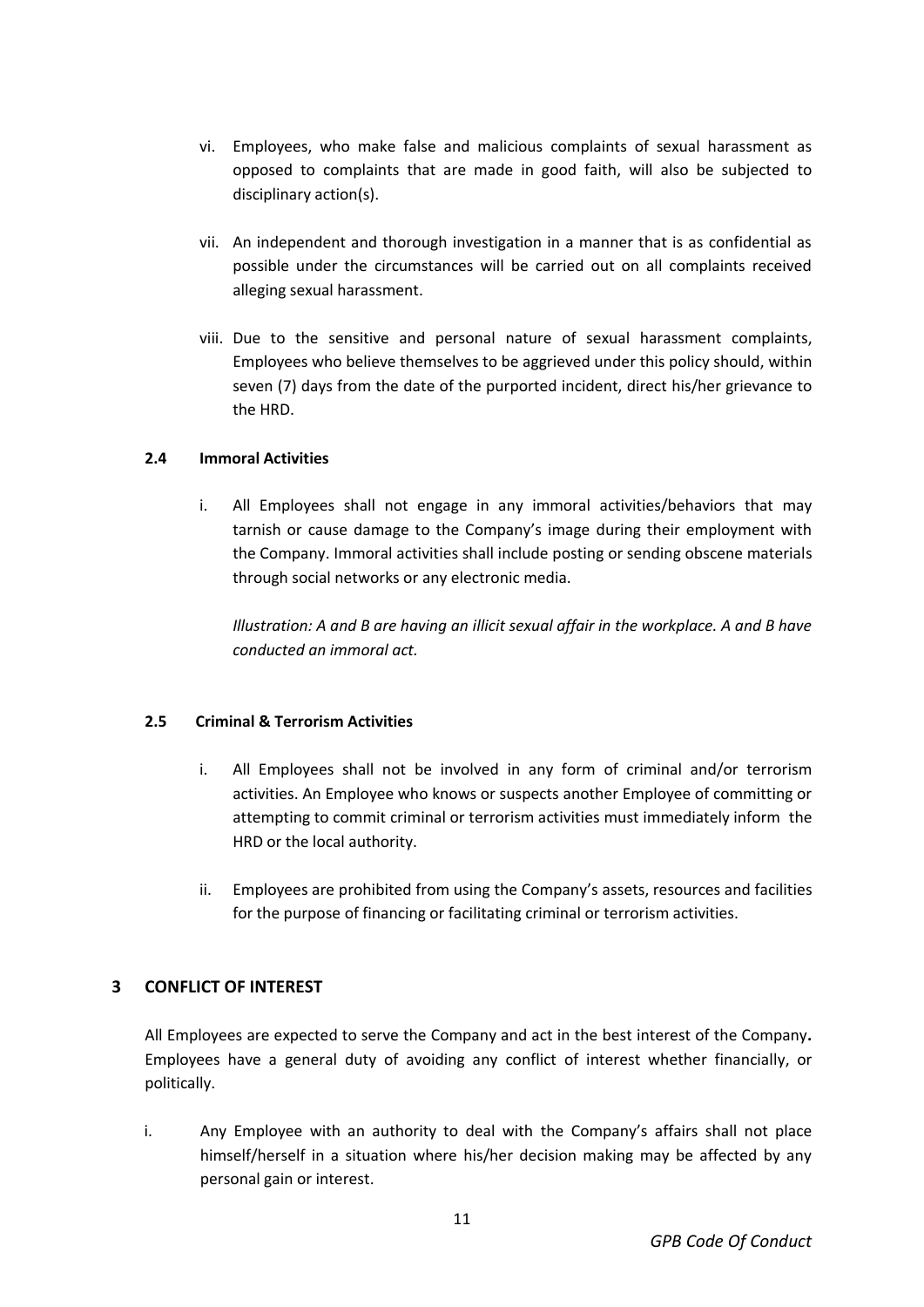vi. Employees, who make false and malicious complaints of sexual harassment as opposed to complaints that are made in good faith, will also be subjected to disciplinary action(s).

vii. An independent and thorough investigation in a manner that is as confidential as possible under the circumstances will be carried out on all complaints received alleging sexual harassment.

viii. Due to the sensitive and personal nature of sexual harassment complaints, Employees who believe themselves to be aggrieved under this policy should, within seven (7) days from the date of the purported incident, direct his/her grievance to the HRD.

### 2.4 Immoral Activities

i. All Employees shall not engage in any immoral activities/behaviors that may tarnish or cause damage to the Company's image during their employment with the Company. Immoral activities shall include posting or sending obscene materials through social networks or any electronic media.

   *Illustration: A and B are having an illicit sexual affair in the workplace. A and B have conducted an immoral act.*

### 2.5 Criminal & Terrorism Activities

i. All Employees shall not be involved in any form of criminal and/or terrorism activities. An Employee who knows or suspects another Employee of committing or attempting to commit criminal or terrorism activities must immediately inform the HRD or the local authority.

ii. Employees are prohibited from using the Company's assets, resources and facilities for the purpose of financing or facilitating criminal or terrorism activities.

## 3 CONFLICT OF INTEREST

All Employees are expected to serve the Company and act in the best interest of the Company**.** Employees have a general duty of avoiding any conflict of interest whether financially, or politically.

i. Any Employee with an authority to deal with the Company's affairs shall not place himself/herself in a situation where his/her decision making may be affected by any personal gain or interest.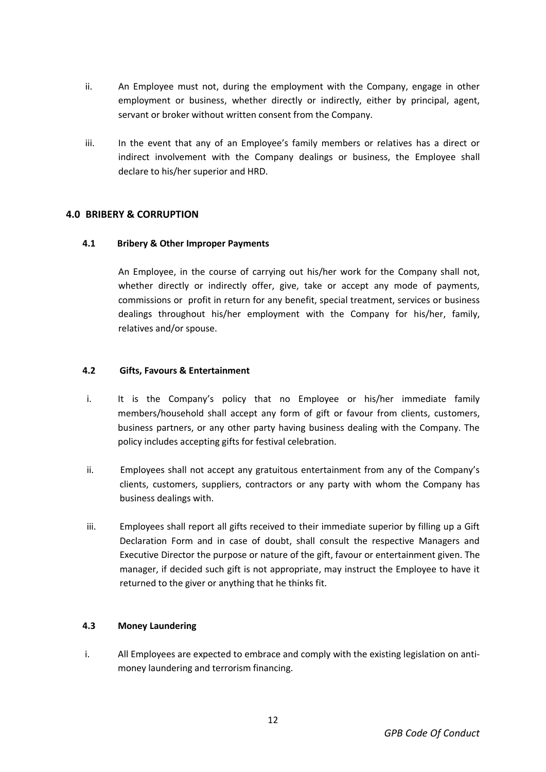ii. An Employee must not, during the employment with the Company, engage in other employment or business, whether directly or indirectly, either by principal, agent, servant or broker without written consent from the Company.

iii. In the event that any of an Employee's family members or relatives has a direct or indirect involvement with the Company dealings or business, the Employee shall declare to his/her superior and HRD.

## 4.0 BRIBERY & CORRUPTION

### 4.1 Bribery & Other Improper Payments

An Employee, in the course of carrying out his/her work for the Company shall not, whether directly or indirectly offer, give, take or accept any mode of payments, commissions or profit in return for any benefit, special treatment, services or business dealings throughout his/her employment with the Company for his/her, family, relatives and/or spouse.

### 4.2 Gifts, Favours & Entertainment

i. It is the Company's policy that no Employee or his/her immediate family members/household shall accept any form of gift or favour from clients, customers, business partners, or any other party having business dealing with the Company. The policy includes accepting gifts for festival celebration.

ii. Employees shall not accept any gratuitous entertainment from any of the Company's clients, customers, suppliers, contractors or any party with whom the Company has business dealings with.

iii. Employees shall report all gifts received to their immediate superior by filling up a Gift Declaration Form and in case of doubt, shall consult the respective Managers and Executive Director the purpose or nature of the gift, favour or entertainment given. The manager, if decided such gift is not appropriate, may instruct the Employee to have it returned to the giver or anything that he thinks fit.

### 4.3 Money Laundering

i. All Employees are expected to embrace and comply with the existing legislation on anti-money laundering and terrorism financing.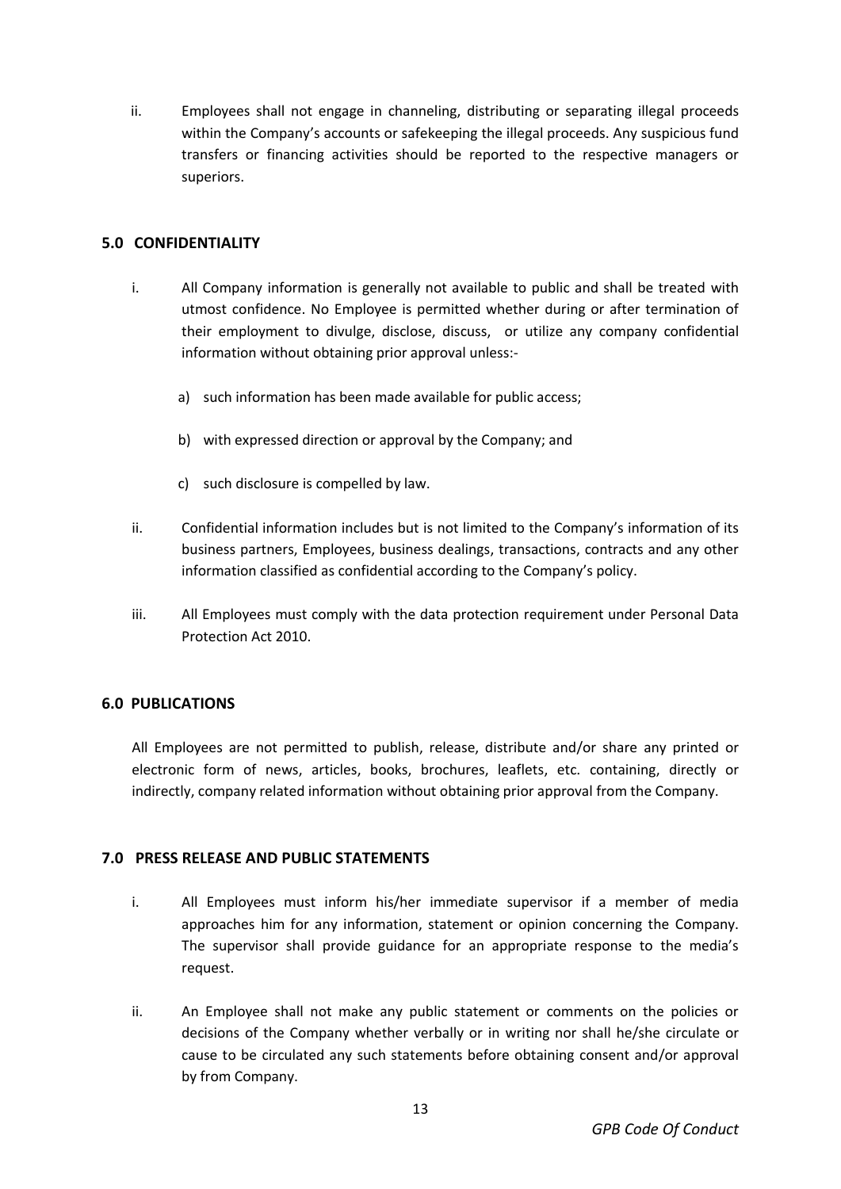ii. Employees shall not engage in channeling, distributing or separating illegal proceeds within the Company's accounts or safekeeping the illegal proceeds. Any suspicious fund transfers or financing activities should be reported to the respective managers or superiors.

## 5.0 CONFIDENTIALITY

i. All Company information is generally not available to public and shall be treated with utmost confidence. No Employee is permitted whether during or after termination of their employment to divulge, disclose, discuss, or utilize any company confidential information without obtaining prior approval unless:-

   a) such information has been made available for public access;

   b) with expressed direction or approval by the Company; and

   c) such disclosure is compelled by law.

ii. Confidential information includes but is not limited to the Company's information of its business partners, Employees, business dealings, transactions, contracts and any other information classified as confidential according to the Company's policy.

iii. All Employees must comply with the data protection requirement under Personal Data Protection Act 2010.

## 6.0 PUBLICATIONS

All Employees are not permitted to publish, release, distribute and/or share any printed or electronic form of news, articles, books, brochures, leaflets, etc. containing, directly or indirectly, company related information without obtaining prior approval from the Company.

## 7.0 PRESS RELEASE AND PUBLIC STATEMENTS

i. All Employees must inform his/her immediate supervisor if a member of media approaches him for any information, statement or opinion concerning the Company. The supervisor shall provide guidance for an appropriate response to the media's request.

ii. An Employee shall not make any public statement or comments on the policies or decisions of the Company whether verbally or in writing nor shall he/she circulate or cause to be circulated any such statements before obtaining consent and/or approval by from Company.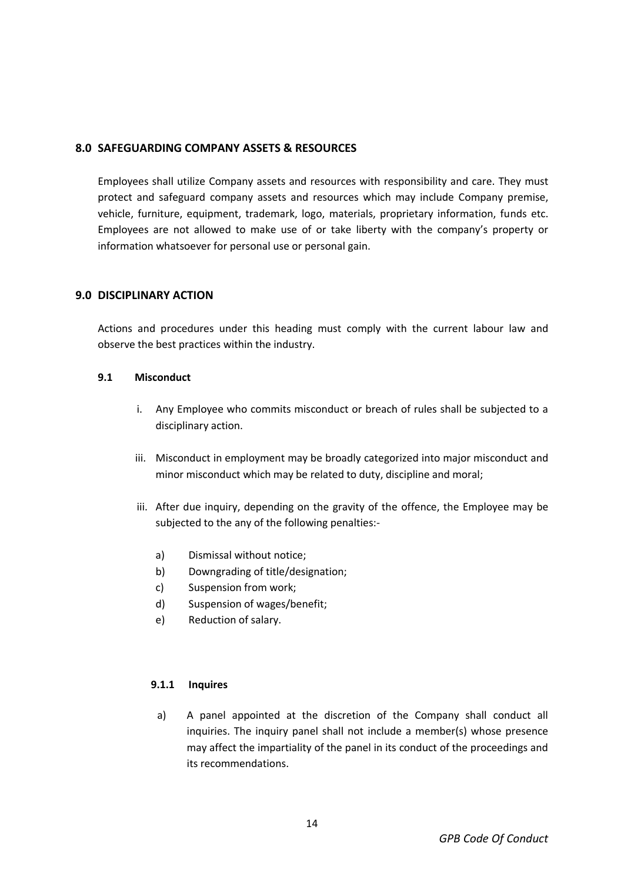## 8.0 SAFEGUARDING COMPANY ASSETS & RESOURCES

Employees shall utilize Company assets and resources with responsibility and care. They must protect and safeguard company assets and resources which may include Company premise, vehicle, furniture, equipment, trademark, logo, materials, proprietary information, funds etc. Employees are not allowed to make use of or take liberty with the company's property or information whatsoever for personal use or personal gain.

## 9.0 DISCIPLINARY ACTION

Actions and procedures under this heading must comply with the current labour law and observe the best practices within the industry.

### 9.1 Misconduct

i. Any Employee who commits misconduct or breach of rules shall be subjected to a disciplinary action.

iii. Misconduct in employment may be broadly categorized into major misconduct and minor misconduct which may be related to duty, discipline and moral;

iii. After due inquiry, depending on the gravity of the offence, the Employee may be subjected to the any of the following penalties:-

   a) Dismissal without notice;
   b) Downgrading of title/designation;
   c) Suspension from work;
   d) Suspension of wages/benefit;
   e) Reduction of salary.

#### 9.1.1 Inquires

a) A panel appointed at the discretion of the Company shall conduct all inquiries. The inquiry panel shall not include a member(s) whose presence may affect the impartiality of the panel in its conduct of the proceedings and its recommendations.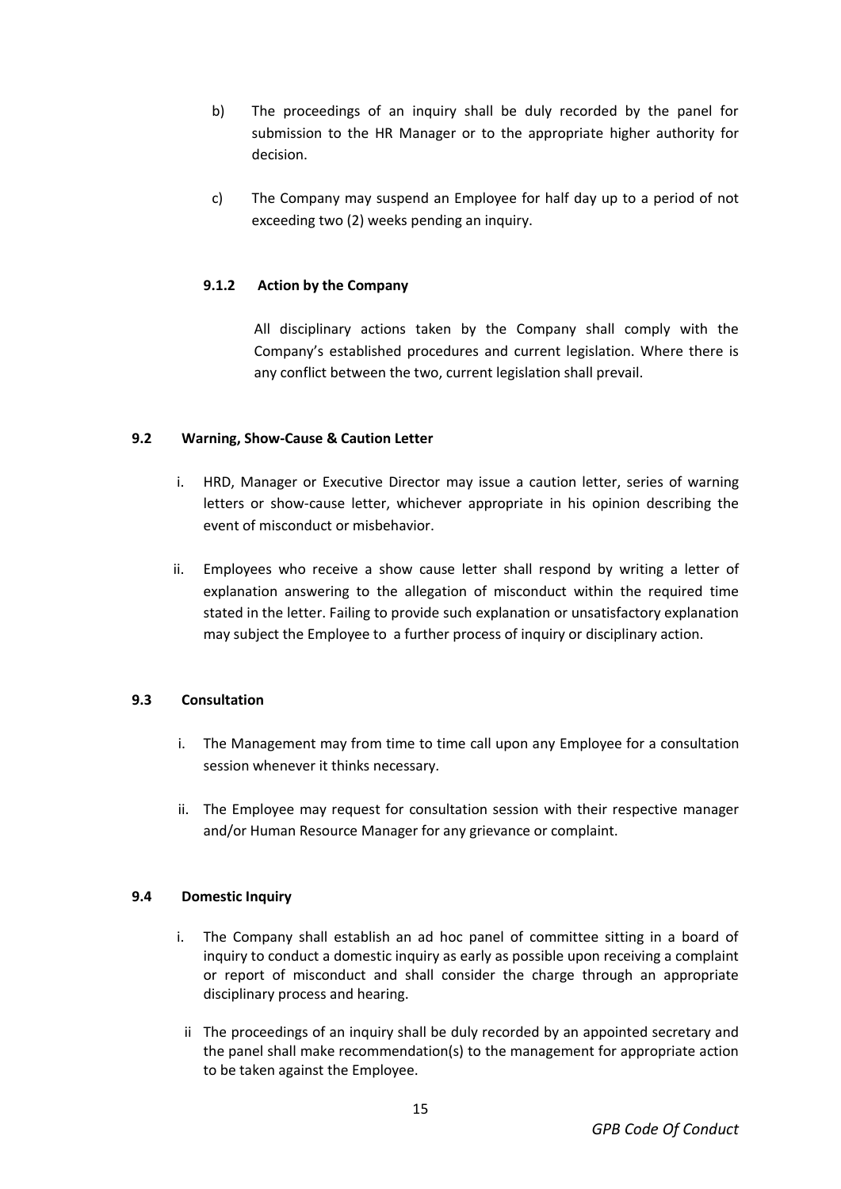b) The proceedings of an inquiry shall be duly recorded by the panel for submission to the HR Manager or to the appropriate higher authority for decision.

c) The Company may suspend an Employee for half day up to a period of not exceeding two (2) weeks pending an inquiry.

#### 9.1.2 Action by the Company

All disciplinary actions taken by the Company shall comply with the Company's established procedures and current legislation. Where there is any conflict between the two, current legislation shall prevail.

### 9.2 Warning, Show-Cause & Caution Letter

i. HRD, Manager or Executive Director may issue a caution letter, series of warning letters or show-cause letter, whichever appropriate in his opinion describing the event of misconduct or misbehavior.

ii. Employees who receive a show cause letter shall respond by writing a letter of explanation answering to the allegation of misconduct within the required time stated in the letter. Failing to provide such explanation or unsatisfactory explanation may subject the Employee to a further process of inquiry or disciplinary action.

### 9.3 Consultation

i. The Management may from time to time call upon any Employee for a consultation session whenever it thinks necessary.

ii. The Employee may request for consultation session with their respective manager and/or Human Resource Manager for any grievance or complaint.

### 9.4 Domestic Inquiry

i. The Company shall establish an ad hoc panel of committee sitting in a board of inquiry to conduct a domestic inquiry as early as possible upon receiving a complaint or report of misconduct and shall consider the charge through an appropriate disciplinary process and hearing.

ii The proceedings of an inquiry shall be duly recorded by an appointed secretary and the panel shall make recommendation(s) to the management for appropriate action to be taken against the Employee.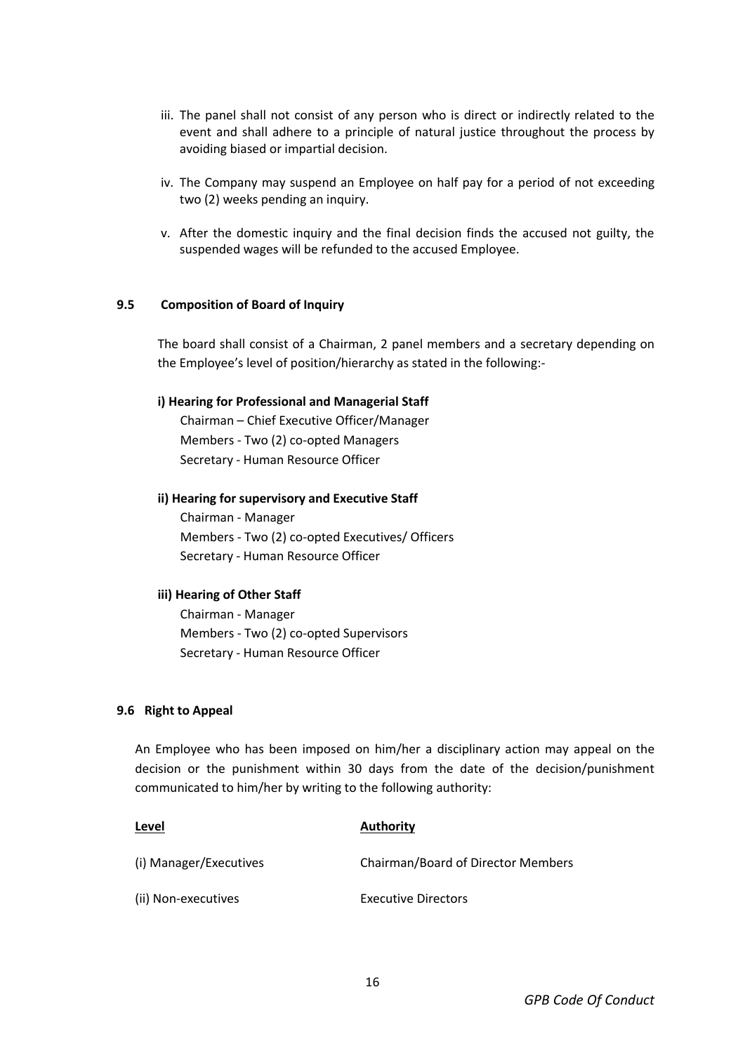iii. The panel shall not consist of any person who is direct or indirectly related to the event and shall adhere to a principle of natural justice throughout the process by avoiding biased or impartial decision.

iv. The Company may suspend an Employee on half pay for a period of not exceeding two (2) weeks pending an inquiry.

v. After the domestic inquiry and the final decision finds the accused not guilty, the suspended wages will be refunded to the accused Employee.

### 9.5 Composition of Board of Inquiry

The board shall consist of a Chairman, 2 panel members and a secretary depending on the Employee's level of position/hierarchy as stated in the following:-

**i) Hearing for Professional and Managerial Staff**

Chairman – Chief Executive Officer/Manager
Members - Two (2) co-opted Managers
Secretary - Human Resource Officer

**ii) Hearing for supervisory and Executive Staff**

Chairman - Manager
Members - Two (2) co-opted Executives/ Officers
Secretary - Human Resource Officer

**iii) Hearing of Other Staff**

Chairman - Manager
Members - Two (2) co-opted Supervisors
Secretary - Human Resource Officer

### 9.6 Right to Appeal

An Employee who has been imposed on him/her a disciplinary action may appeal on the decision or the punishment within 30 days from the date of the decision/punishment communicated to him/her by writing to the following authority:

| Level | Authority |
|---|---|
| (i) Manager/Executives | Chairman/Board of Director Members |
| (ii) Non-executives | Executive Directors |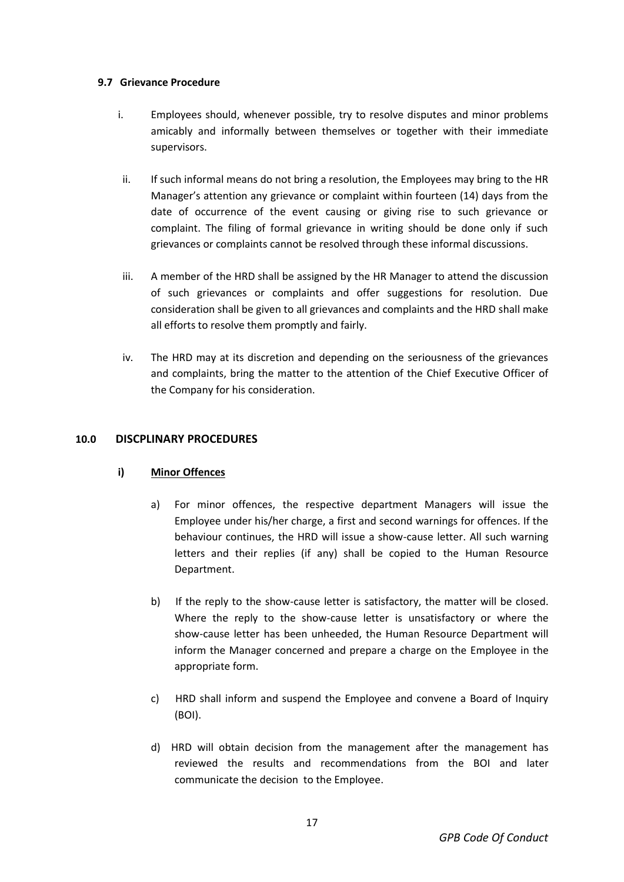### 9.7 Grievance Procedure

i. Employees should, whenever possible, try to resolve disputes and minor problems amicably and informally between themselves or together with their immediate supervisors.

ii. If such informal means do not bring a resolution, the Employees may bring to the HR Manager's attention any grievance or complaint within fourteen (14) days from the date of occurrence of the event causing or giving rise to such grievance or complaint. The filing of formal grievance in writing should be done only if such grievances or complaints cannot be resolved through these informal discussions.

iii. A member of the HRD shall be assigned by the HR Manager to attend the discussion of such grievances or complaints and offer suggestions for resolution. Due consideration shall be given to all grievances and complaints and the HRD shall make all efforts to resolve them promptly and fairly.

iv. The HRD may at its discretion and depending on the seriousness of the grievances and complaints, bring the matter to the attention of the Chief Executive Officer of the Company for his consideration.

## 10.0 DISCPLINARY PROCEDURES

### i) <u>Minor Offences</u>

a) For minor offences, the respective department Managers will issue the Employee under his/her charge, a first and second warnings for offences. If the behaviour continues, the HRD will issue a show-cause letter. All such warning letters and their replies (if any) shall be copied to the Human Resource Department.

b) If the reply to the show-cause letter is satisfactory, the matter will be closed. Where the reply to the show-cause letter is unsatisfactory or where the show-cause letter has been unheeded, the Human Resource Department will inform the Manager concerned and prepare a charge on the Employee in the appropriate form.

c) HRD shall inform and suspend the Employee and convene a Board of Inquiry (BOI).

d) HRD will obtain decision from the management after the management has reviewed the results and recommendations from the BOI and later communicate the decision to the Employee.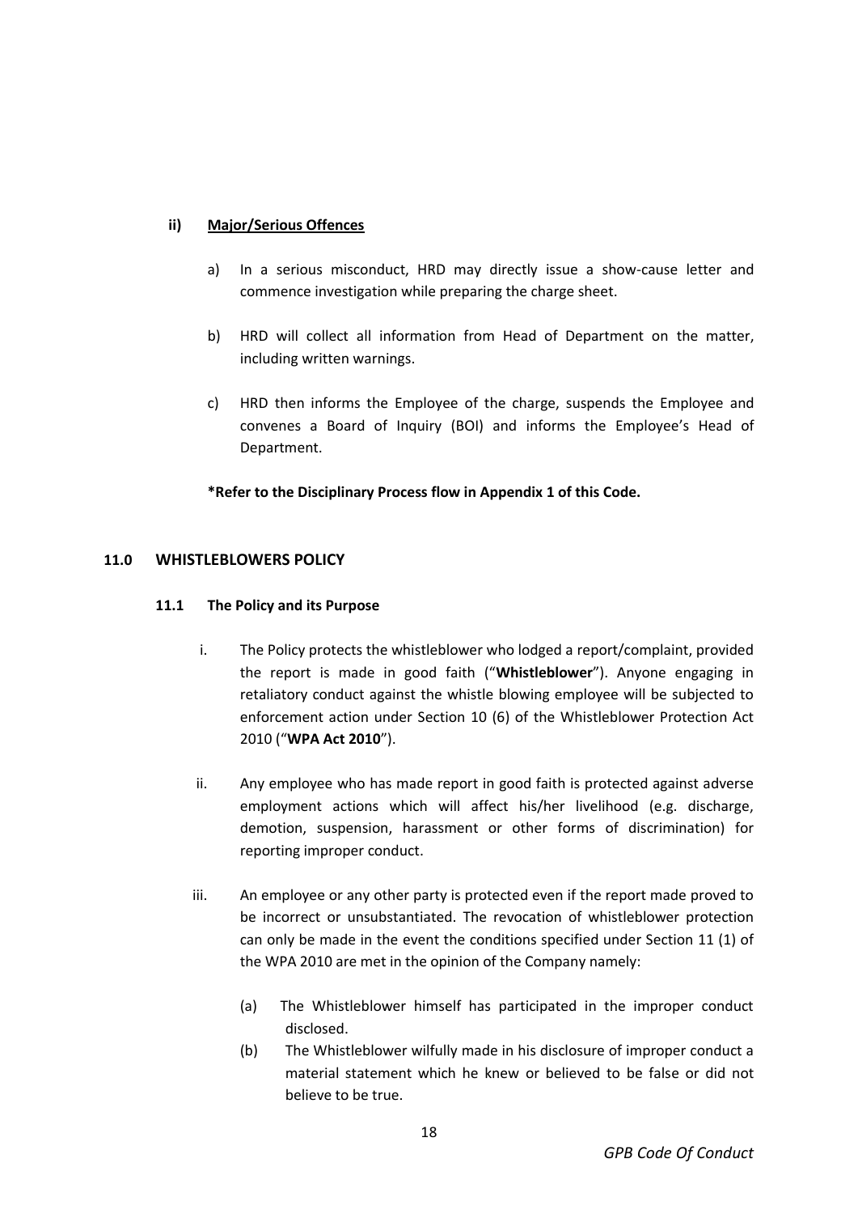#### ii) Major/Serious Offences

a) In a serious misconduct, HRD may directly issue a show-cause letter and commence investigation while preparing the charge sheet.

b) HRD will collect all information from Head of Department on the matter, including written warnings.

c) HRD then informs the Employee of the charge, suspends the Employee and convenes a Board of Inquiry (BOI) and informs the Employee's Head of Department.

**\*Refer to the Disciplinary Process flow in Appendix 1 of this Code.**

## 11.0 WHISTLEBLOWERS POLICY

### 11.1 The Policy and its Purpose

i. The Policy protects the whistleblower who lodged a report/complaint, provided the report is made in good faith ("**Whistleblower**"). Anyone engaging in retaliatory conduct against the whistle blowing employee will be subjected to enforcement action under Section 10 (6) of the Whistleblower Protection Act 2010 ("**WPA Act 2010**").

ii. Any employee who has made report in good faith is protected against adverse employment actions which will affect his/her livelihood (e.g. discharge, demotion, suspension, harassment or other forms of discrimination) for reporting improper conduct.

iii. An employee or any other party is protected even if the report made proved to be incorrect or unsubstantiated. The revocation of whistleblower protection can only be made in the event the conditions specified under Section 11 (1) of the WPA 2010 are met in the opinion of the Company namely:

(a) The Whistleblower himself has participated in the improper conduct disclosed.

(b) The Whistleblower wilfully made in his disclosure of improper conduct a material statement which he knew or believed to be false or did not believe to be true.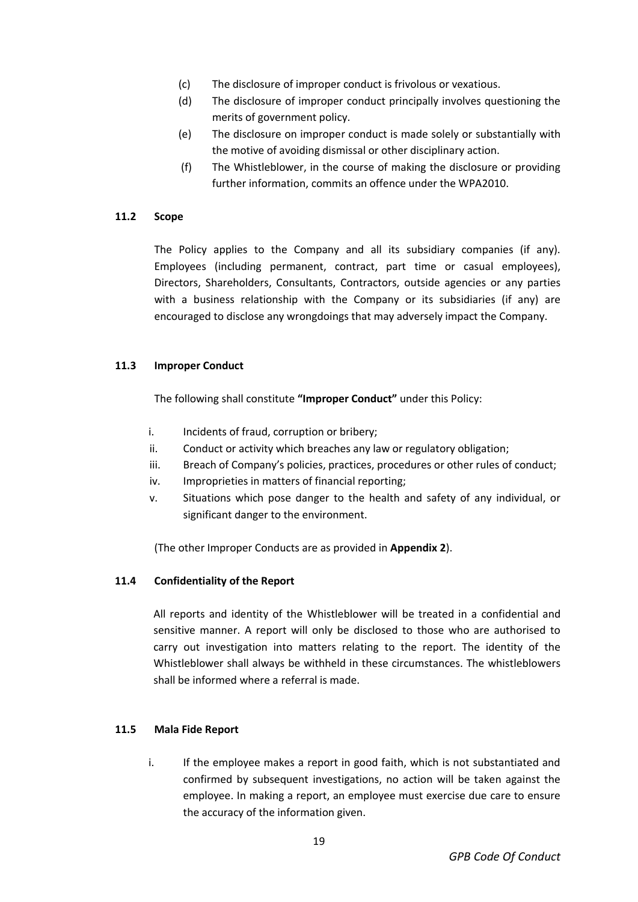(c) The disclosure of improper conduct is frivolous or vexatious.

(d) The disclosure of improper conduct principally involves questioning the merits of government policy.

(e) The disclosure on improper conduct is made solely or substantially with the motive of avoiding dismissal or other disciplinary action.

(f) The Whistleblower, in the course of making the disclosure or providing further information, commits an offence under the WPA2010.

### 11.2 Scope

The Policy applies to the Company and all its subsidiary companies (if any). Employees (including permanent, contract, part time or casual employees), Directors, Shareholders, Consultants, Contractors, outside agencies or any parties with a business relationship with the Company or its subsidiaries (if any) are encouraged to disclose any wrongdoings that may adversely impact the Company.

### 11.3 Improper Conduct

The following shall constitute **"Improper Conduct"** under this Policy:

i. Incidents of fraud, corruption or bribery;

ii. Conduct or activity which breaches any law or regulatory obligation;

iii. Breach of Company's policies, practices, procedures or other rules of conduct;

iv. Improprieties in matters of financial reporting;

v. Situations which pose danger to the health and safety of any individual, or significant danger to the environment.

(The other Improper Conducts are as provided in **Appendix 2**).

### 11.4 Confidentiality of the Report

All reports and identity of the Whistleblower will be treated in a confidential and sensitive manner. A report will only be disclosed to those who are authorised to carry out investigation into matters relating to the report. The identity of the Whistleblower shall always be withheld in these circumstances. The whistleblowers shall be informed where a referral is made.

### 11.5 Mala Fide Report

i. If the employee makes a report in good faith, which is not substantiated and confirmed by subsequent investigations, no action will be taken against the employee. In making a report, an employee must exercise due care to ensure the accuracy of the information given.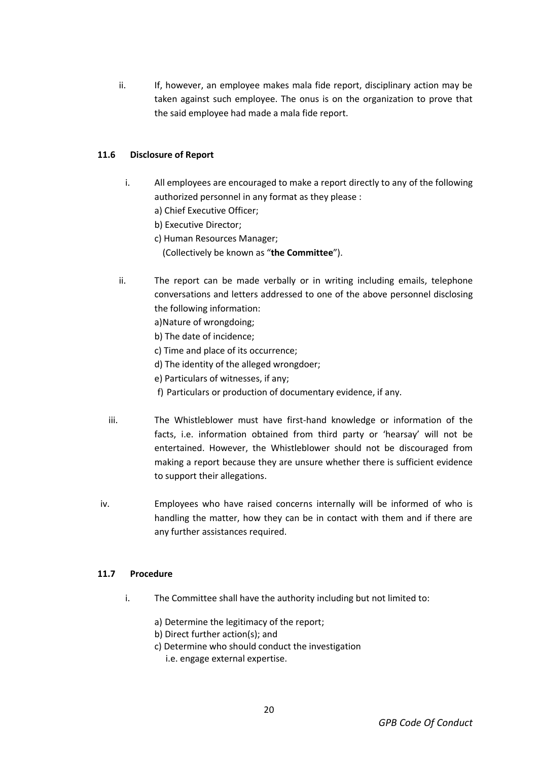ii. If, however, an employee makes mala fide report, disciplinary action may be taken against such employee. The onus is on the organization to prove that the said employee had made a mala fide report.

### 11.6 Disclosure of Report

i. All employees are encouraged to make a report directly to any of the following authorized personnel in any format as they please :

   a) Chief Executive Officer;
   b) Executive Director;
   c) Human Resources Manager;
   (Collectively be known as "**the Committee**").

ii. The report can be made verbally or in writing including emails, telephone conversations and letters addressed to one of the above personnel disclosing the following information:

   a) Nature of wrongdoing;
   b) The date of incidence;
   c) Time and place of its occurrence;
   d) The identity of the alleged wrongdoer;
   e) Particulars of witnesses, if any;
   f) Particulars or production of documentary evidence, if any.

iii. The Whistleblower must have first-hand knowledge or information of the facts, i.e. information obtained from third party or 'hearsay' will not be entertained. However, the Whistleblower should not be discouraged from making a report because they are unsure whether there is sufficient evidence to support their allegations.

iv. Employees who have raised concerns internally will be informed of who is handling the matter, how they can be in contact with them and if there are any further assistances required.

### 11.7 Procedure

i. The Committee shall have the authority including but not limited to:

   a) Determine the legitimacy of the report;
   b) Direct further action(s); and
   c) Determine who should conduct the investigation i.e. engage external expertise.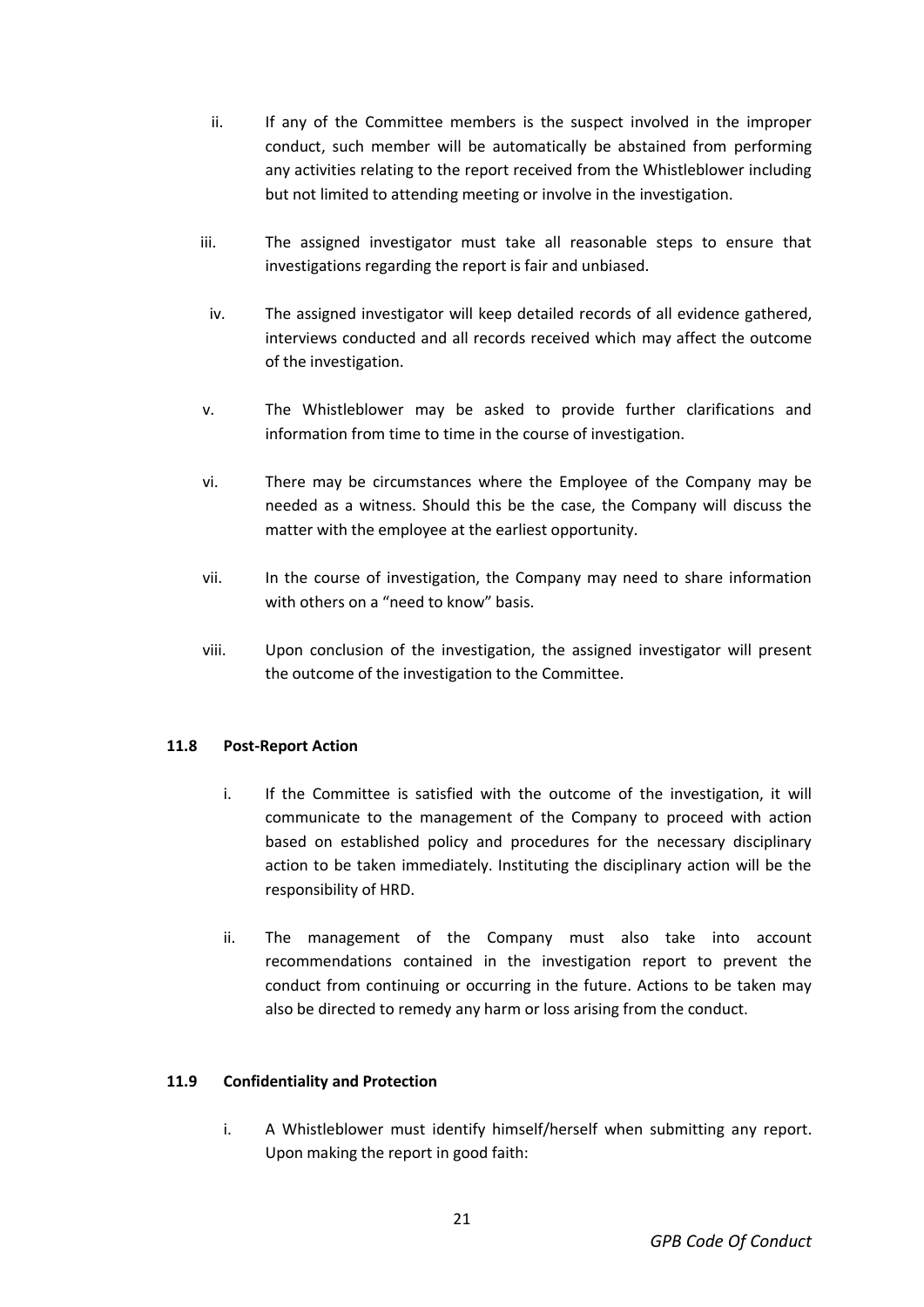ii. If any of the Committee members is the suspect involved in the improper conduct, such member will be automatically be abstained from performing any activities relating to the report received from the Whistleblower including but not limited to attending meeting or involve in the investigation.

iii. The assigned investigator must take all reasonable steps to ensure that investigations regarding the report is fair and unbiased.

iv. The assigned investigator will keep detailed records of all evidence gathered, interviews conducted and all records received which may affect the outcome of the investigation.

v. The Whistleblower may be asked to provide further clarifications and information from time to time in the course of investigation.

vi. There may be circumstances where the Employee of the Company may be needed as a witness. Should this be the case, the Company will discuss the matter with the employee at the earliest opportunity.

vii. In the course of investigation, the Company may need to share information with others on a "need to know" basis.

viii. Upon conclusion of the investigation, the assigned investigator will present the outcome of the investigation to the Committee.

### 11.8 Post-Report Action

i. If the Committee is satisfied with the outcome of the investigation, it will communicate to the management of the Company to proceed with action based on established policy and procedures for the necessary disciplinary action to be taken immediately. Instituting the disciplinary action will be the responsibility of HRD.

ii. The management of the Company must also take into account recommendations contained in the investigation report to prevent the conduct from continuing or occurring in the future. Actions to be taken may also be directed to remedy any harm or loss arising from the conduct.

### 11.9 Confidentiality and Protection

i. A Whistleblower must identify himself/herself when submitting any report. Upon making the report in good faith: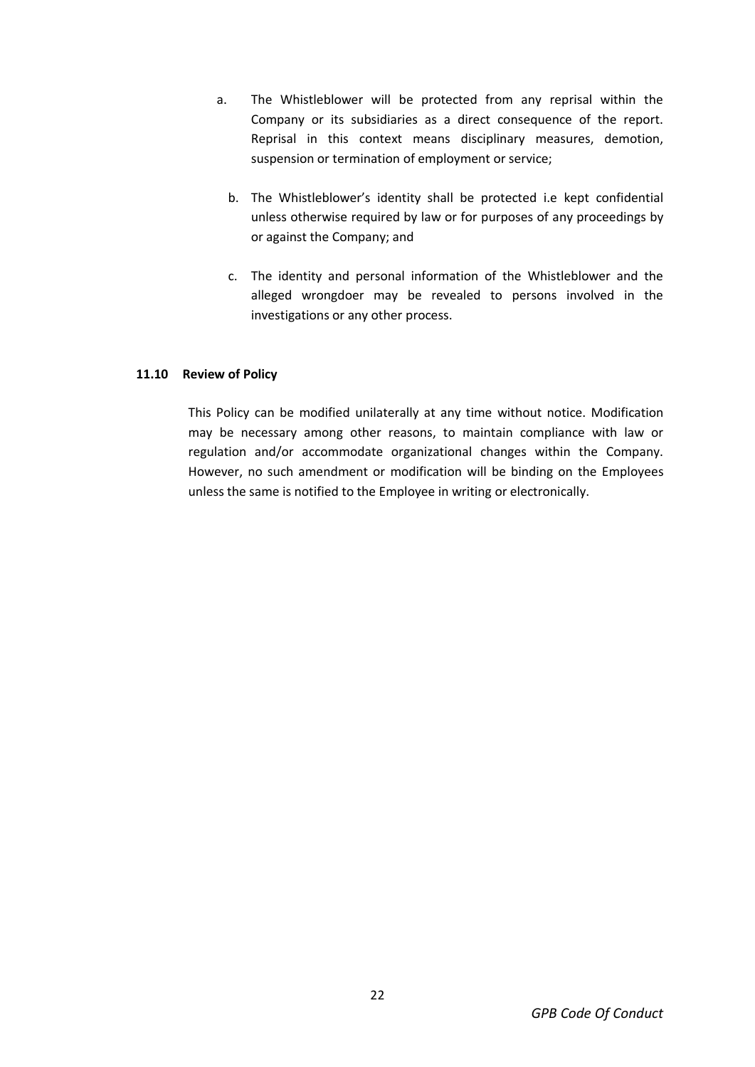a. The Whistleblower will be protected from any reprisal within the Company or its subsidiaries as a direct consequence of the report. Reprisal in this context means disciplinary measures, demotion, suspension or termination of employment or service;

b. The Whistleblower's identity shall be protected i.e kept confidential unless otherwise required by law or for purposes of any proceedings by or against the Company; and

c. The identity and personal information of the Whistleblower and the alleged wrongdoer may be revealed to persons involved in the investigations or any other process.

### 11.10 Review of Policy

This Policy can be modified unilaterally at any time without notice. Modification may be necessary among other reasons, to maintain compliance with law or regulation and/or accommodate organizational changes within the Company. However, no such amendment or modification will be binding on the Employees unless the same is notified to the Employee in writing or electronically.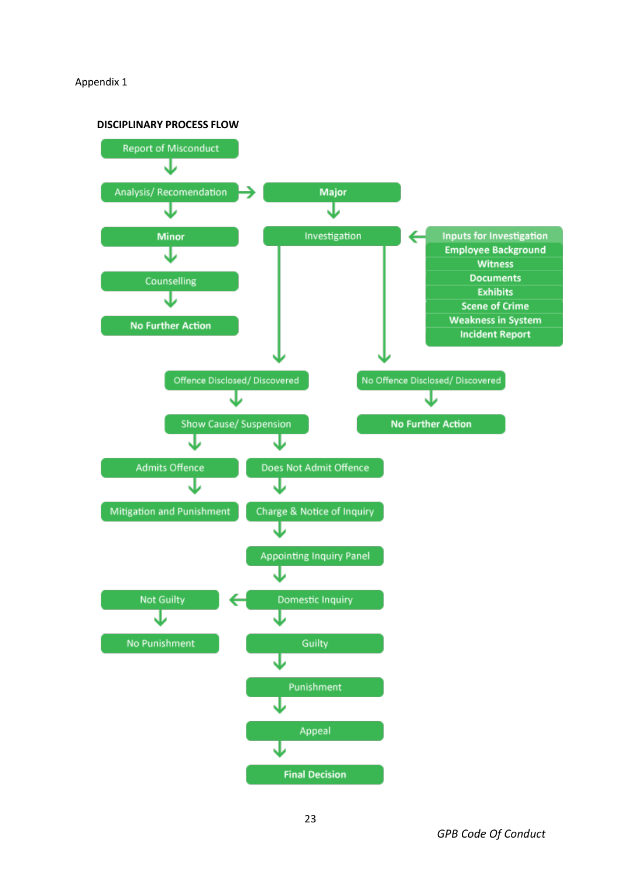Appendix 1

**DISCIPLINARY PROCESS FLOW**

- Report of Misconduct
  - ↓ Analysis/ Recomendation
    - ↓ **Minor**
      - ↓ Counselling
      - ↓ **No Further Action**
    - → **Major**
      - ↓ Investigation ← **Inputs for Investigation**: Employee Background, Witness, Documents, Exhibits, Scene of Crime, Weakness in System, Incident Report
        - ↓ Offence Disclosed/ Discovered
          - ↓ Show Cause/ Suspension
            - ↓ Admits Offence
              - ↓ Mitigation and Punishment
            - ↓ Does Not Admit Offence
              - ↓ Charge & Notice of Inquiry
              - ↓ Appointing Inquiry Panel
              - ↓ Domestic Inquiry
                - ← Not Guilty
                  - ↓ No Punishment
                - ↓ Guilty
                  - ↓ Punishment
                  - ↓ Appeal
                  - ↓ **Final Decision**
        - ↓ No Offence Disclosed/ Discovered
          - ↓ **No Further Action**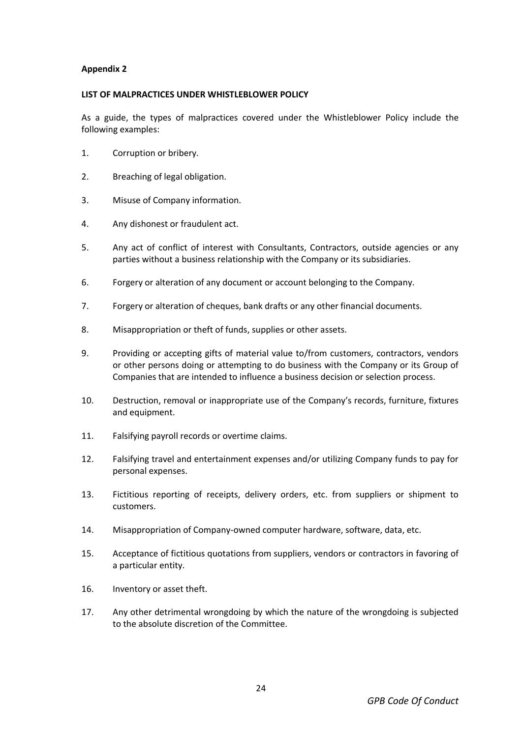**Appendix 2**

**LIST OF MALPRACTICES UNDER WHISTLEBLOWER POLICY**

As a guide, the types of malpractices covered under the Whistleblower Policy include the following examples:

1. Corruption or bribery.
2. Breaching of legal obligation.
3. Misuse of Company information.
4. Any dishonest or fraudulent act.
5. Any act of conflict of interest with Consultants, Contractors, outside agencies or any parties without a business relationship with the Company or its subsidiaries.
6. Forgery or alteration of any document or account belonging to the Company.
7. Forgery or alteration of cheques, bank drafts or any other financial documents.
8. Misappropriation or theft of funds, supplies or other assets.
9. Providing or accepting gifts of material value to/from customers, contractors, vendors or other persons doing or attempting to do business with the Company or its Group of Companies that are intended to influence a business decision or selection process.
10. Destruction, removal or inappropriate use of the Company's records, furniture, fixtures and equipment.
11. Falsifying payroll records or overtime claims.
12. Falsifying travel and entertainment expenses and/or utilizing Company funds to pay for personal expenses.
13. Fictitious reporting of receipts, delivery orders, etc. from suppliers or shipment to customers.
14. Misappropriation of Company-owned computer hardware, software, data, etc.
15. Acceptance of fictitious quotations from suppliers, vendors or contractors in favoring of a particular entity.
16. Inventory or asset theft.
17. Any other detrimental wrongdoing by which the nature of the wrongdoing is subjected to the absolute discretion of the Committee.